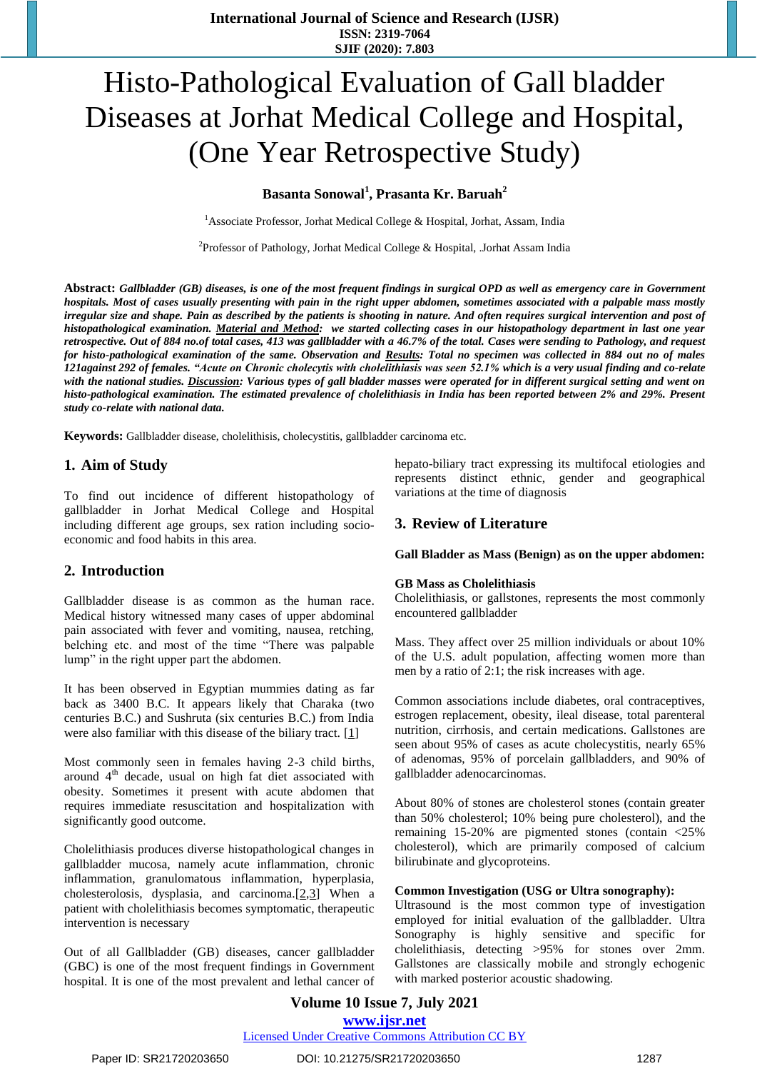# Histo-Pathological Evaluation of Gall bladder Diseases at Jorhat Medical College and Hospital, (One Year Retrospective Study)

**Basanta Sonowal[1], Prasanta Kr. Baruah[2]**

[1]Associate Professor, Jorhat Medical College & Hospital, Jorhat, Assam, India

[2]Professor of Pathology, Jorhat Medical College & Hospital, .Jorhat Assam India

**Abstract:** ***Gallbladder (GB) diseases, is one of the most frequent findings in surgical OPD as well as emergency care in Government hospitals. Most of cases usually presenting with pain in the right upper abdomen, sometimes associated with a palpable mass mostly irregular size and shape. Pain as described by the patients is shooting in nature. And often requires surgical intervention and post of histopathological examination. Material and Method: we started collecting cases in our histopathology department in last one year retrospective. Out of 884 no.of total cases, 413 was gallbladder with a 46.7% of the total. Cases were sending to Pathology, and request for histo-pathological examination of the same. Observation and Results: Total no specimen was collected in 884 out no of males 121against 292 of females. "Acute on Chronic cholecytis with cholelithiasis was seen 52.1% which is a very usual finding and co-relate with the national studies. Discussion: Various types of gall bladder masses were operated for in different surgical setting and went on histo-pathological examination. The estimated prevalence of cholelithiasis in India has been reported between 2% and 29%. Present study co-relate with national data.***

**Keywords:** Gallbladder disease, cholelithisis, cholecystitis, gallbladder carcinoma etc.

## 1. Aim of Study

To find out incidence of different histopathology of gallbladder in Jorhat Medical College and Hospital including different age groups, sex ration including socio-economic and food habits in this area.

## 2. Introduction

Gallbladder disease is as common as the human race. Medical history witnessed many cases of upper abdominal pain associated with fever and vomiting, nausea, retching, belching etc. and most of the time "There was palpable lump" in the right upper part the abdomen.

It has been observed in Egyptian mummies dating as far back as 3400 B.C. It appears likely that Charaka (two centuries B.C.) and Sushruta (six centuries B.C.) from India were also familiar with this disease of the biliary tract. [1]

Most commonly seen in females having 2-3 child births, around 4th decade, usual on high fat diet associated with obesity. Sometimes it present with acute abdomen that requires immediate resuscitation and hospitalization with significantly good outcome.

Cholelithiasis produces diverse histopathological changes in gallbladder mucosa, namely acute inflammation, chronic inflammation, granulomatous inflammation, hyperplasia, cholesterolosis, dysplasia, and carcinoma.[2,3] When a patient with cholelithiasis becomes symptomatic, therapeutic intervention is necessary

Out of all Gallbladder (GB) diseases, cancer gallbladder (GBC) is one of the most frequent findings in Government hospital. It is one of the most prevalent and lethal cancer of hepato-biliary tract expressing its multifocal etiologies and represents distinct ethnic, gender and geographical variations at the time of diagnosis

## 3. Review of Literature

**Gall Bladder as Mass (Benign) as on the upper abdomen:**

**GB Mass as Cholelithiasis**

Cholelithiasis, or gallstones, represents the most commonly encountered gallbladder

Mass. They affect over 25 million individuals or about 10% of the U.S. adult population, affecting women more than men by a ratio of 2:1; the risk increases with age.

Common associations include diabetes, oral contraceptives, estrogen replacement, obesity, ileal disease, total parenteral nutrition, cirrhosis, and certain medications. Gallstones are seen about 95% of cases as acute cholecystitis, nearly 65% of adenomas, 95% of porcelain gallbladders, and 90% of gallbladder adenocarcinomas.

About 80% of stones are cholesterol stones (contain greater than 50% cholesterol; 10% being pure cholesterol), and the remaining 15-20% are pigmented stones (contain <25% cholesterol), which are primarily composed of calcium bilirubinate and glycoproteins.

**Common Investigation (USG or Ultra sonography):**

Ultrasound is the most common type of investigation employed for initial evaluation of the gallbladder. Ultra Sonography is highly sensitive and specific for cholelithiasis, detecting >95% for stones over 2mm. Gallstones are classically mobile and strongly echogenic with marked posterior acoustic shadowing.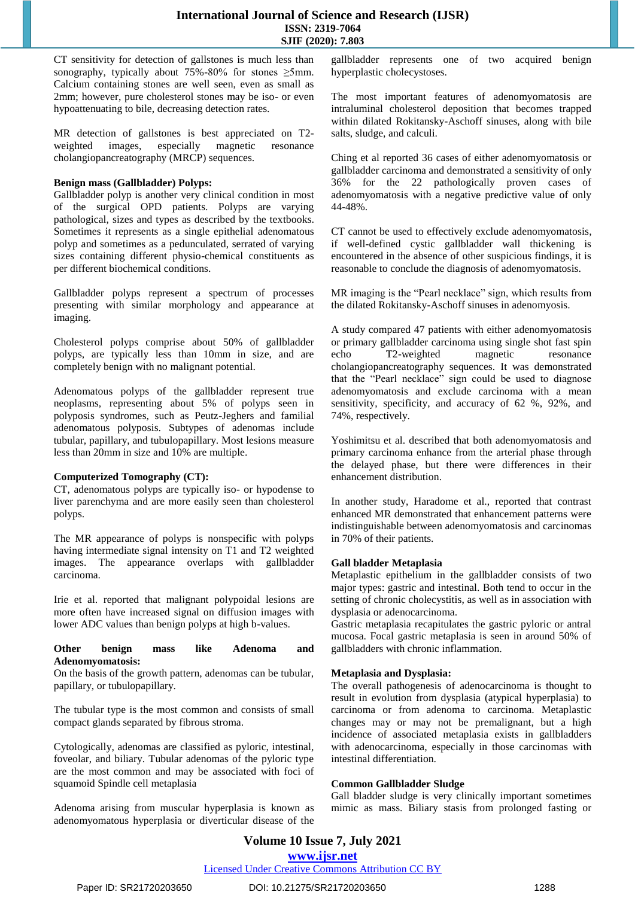CT sensitivity for detection of gallstones is much less than sonography, typically about 75%-80% for stones ≥5mm. Calcium containing stones are well seen, even as small as 2mm; however, pure cholesterol stones may be iso- or even hypoattenuating to bile, decreasing detection rates.

MR detection of gallstones is best appreciated on T2-weighted images, especially magnetic resonance cholangiopancreatography (MRCP) sequences.

**Benign mass (Gallbladder) Polyps:**
Gallbladder polyp is another very clinical condition in most of the surgical OPD patients. Polyps are varying pathological, sizes and types as described by the textbooks. Sometimes it represents as a single epithelial adenomatous polyp and sometimes as a pedunculated, serrated of varying sizes containing different physio-chemical constituents as per different biochemical conditions.

Gallbladder polyps represent a spectrum of processes presenting with similar morphology and appearance at imaging.

Cholesterol polyps comprise about 50% of gallbladder polyps, are typically less than 10mm in size, and are completely benign with no malignant potential.

Adenomatous polyps of the gallbladder represent true neoplasms, representing about 5% of polyps seen in polyposis syndromes, such as Peutz-Jeghers and familial adenomatous polyposis. Subtypes of adenomas include tubular, papillary, and tubulopapillary. Most lesions measure less than 20mm in size and 10% are multiple.

**Computerized Tomography (CT):**
CT, adenomatous polyps are typically iso- or hypodense to liver parenchyma and are more easily seen than cholesterol polyps.

The MR appearance of polyps is nonspecific with polyps having intermediate signal intensity on T1 and T2 weighted images. The appearance overlaps with gallbladder carcinoma.

Irie et al. reported that malignant polypoidal lesions are more often have increased signal on diffusion images with lower ADC values than benign polyps at high b-values.

**Other benign mass like Adenoma and Adenomyomatosis:**
On the basis of the growth pattern, adenomas can be tubular, papillary, or tubulopapillary.

The tubular type is the most common and consists of small compact glands separated by fibrous stroma.

Cytologically, adenomas are classified as pyloric, intestinal, foveolar, and biliary. Tubular adenomas of the pyloric type are the most common and may be associated with foci of squamoid Spindle cell metaplasia

Adenoma arising from muscular hyperplasia is known as adenomyomatous hyperplasia or diverticular disease of the gallbladder represents one of two acquired benign hyperplastic cholecystoses.

The most important features of adenomyomatosis are intraluminal cholesterol deposition that becomes trapped within dilated Rokitansky-Aschoff sinuses, along with bile salts, sludge, and calculi.

Ching et al reported 36 cases of either adenomyomatosis or gallbladder carcinoma and demonstrated a sensitivity of only 36% for the 22 pathologically proven cases of adenomyomatosis with a negative predictive value of only 44-48%.

CT cannot be used to effectively exclude adenomyomatosis, if well-defined cystic gallbladder wall thickening is encountered in the absence of other suspicious findings, it is reasonable to conclude the diagnosis of adenomyomatosis.

MR imaging is the "Pearl necklace" sign, which results from the dilated Rokitansky-Aschoff sinuses in adenomyosis.

A study compared 47 patients with either adenomyomatosis or primary gallbladder carcinoma using single shot fast spin echo T2-weighted magnetic resonance cholangiopancreatography sequences. It was demonstrated that the "Pearl necklace" sign could be used to diagnose adenomyomatosis and exclude carcinoma with a mean sensitivity, specificity, and accuracy of 62 %, 92%, and 74%, respectively.

Yoshimitsu et al. described that both adenomyomatosis and primary carcinoma enhance from the arterial phase through the delayed phase, but there were differences in their enhancement distribution.

In another study, Haradome et al., reported that contrast enhanced MR demonstrated that enhancement patterns were indistinguishable between adenomyomatosis and carcinomas in 70% of their patients.

**Gall bladder Metaplasia**
Metaplastic epithelium in the gallbladder consists of two major types: gastric and intestinal. Both tend to occur in the setting of chronic cholecystitis, as well as in association with dysplasia or adenocarcinoma.
Gastric metaplasia recapitulates the gastric pyloric or antral mucosa. Focal gastric metaplasia is seen in around 50% of gallbladders with chronic inflammation.

**Metaplasia and Dysplasia:**
The overall pathogenesis of adenocarcinoma is thought to result in evolution from dysplasia (atypical hyperplasia) to carcinoma or from adenoma to carcinoma. Metaplastic changes may or may not be premalignant, but a high incidence of associated metaplasia exists in gallbladders with adenocarcinoma, especially in those carcinomas with intestinal differentiation.

**Common Gallbladder Sludge**
Gall bladder sludge is very clinically important sometimes mimic as mass. Biliary stasis from prolonged fasting or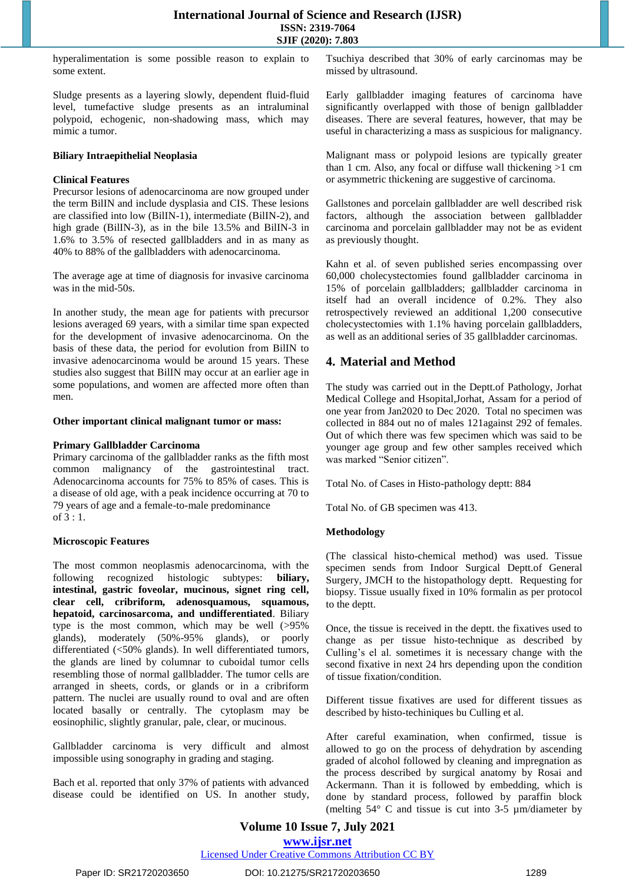hyperalimentation is some possible reason to explain to some extent.

Sludge presents as a layering slowly, dependent fluid-fluid level, tumefactive sludge presents as an intraluminal polypoid, echogenic, non-shadowing mass, which may mimic a tumor.

**Biliary Intraepithelial Neoplasia**

**Clinical Features**

Precursor lesions of adenocarcinoma are now grouped under the term BilIN and include dysplasia and CIS. These lesions are classified into low (BilIN-1), intermediate (BilIN-2), and high grade (BilIN-3), as in the bile 13.5% and BilIN-3 in 1.6% to 3.5% of resected gallbladders and in as many as 40% to 88% of the gallbladders with adenocarcinoma.

The average age at time of diagnosis for invasive carcinoma was in the mid-50s.

In another study, the mean age for patients with precursor lesions averaged 69 years, with a similar time span expected for the development of invasive adenocarcinoma. On the basis of these data, the period for evolution from BilIN to invasive adenocarcinoma would be around 15 years. These studies also suggest that BilIN may occur at an earlier age in some populations, and women are affected more often than men.

**Other important clinical malignant tumor or mass:**

**Primary Gallbladder Carcinoma**

Primary carcinoma of the gallbladder ranks as the fifth most common malignancy of the gastrointestinal tract. Adenocarcinoma accounts for 75% to 85% of cases. This is a disease of old age, with a peak incidence occurring at 70 to 79 years of age and a female-to-male predominance of 3 : 1.

**Microscopic Features**

The most common neoplasmis adenocarcinoma, with the following recognized histologic subtypes: **biliary, intestinal, gastric foveolar, mucinous, signet ring cell, clear cell, cribriform, adenosquamous, squamous, hepatoid, carcinosarcoma, and undifferentiated**. Biliary type is the most common, which may be well (>95% glands), moderately (50%-95% glands), or poorly differentiated (<50% glands). In well differentiated tumors, the glands are lined by columnar to cuboidal tumor cells resembling those of normal gallbladder. The tumor cells are arranged in sheets, cords, or glands or in a cribriform pattern. The nuclei are usually round to oval and are often located basally or centrally. The cytoplasm may be eosinophilic, slightly granular, pale, clear, or mucinous.

Gallbladder carcinoma is very difficult and almost impossible using sonography in grading and staging.

Bach et al. reported that only 37% of patients with advanced disease could be identified on US. In another study, Tsuchiya described that 30% of early carcinomas may be missed by ultrasound.

Early gallbladder imaging features of carcinoma have significantly overlapped with those of benign gallbladder diseases. There are several features, however, that may be useful in characterizing a mass as suspicious for malignancy.

Malignant mass or polypoid lesions are typically greater than 1 cm. Also, any focal or diffuse wall thickening >1 cm or asymmetric thickening are suggestive of carcinoma.

Gallstones and porcelain gallbladder are well described risk factors, although the association between gallbladder carcinoma and porcelain gallbladder may not be as evident as previously thought.

Kahn et al. of seven published series encompassing over 60,000 cholecystectomies found gallbladder carcinoma in 15% of porcelain gallbladders; gallbladder carcinoma in itself had an overall incidence of 0.2%. They also retrospectively reviewed an additional 1,200 consecutive cholecystectomies with 1.1% having porcelain gallbladders, as well as an additional series of 35 gallbladder carcinomas.

## 4. Material and Method

The study was carried out in the Deptt.of Pathology, Jorhat Medical College and Hsopital,Jorhat, Assam for a period of one year from Jan2020 to Dec 2020. Total no specimen was collected in 884 out no of males 121against 292 of females. Out of which there was few specimen which was said to be younger age group and few other samples received which was marked "Senior citizen".

Total No. of Cases in Histo-pathology deptt: 884

Total No. of GB specimen was 413.

**Methodology**

(The classical histo-chemical method) was used. Tissue specimen sends from Indoor Surgical Deptt.of General Surgery, JMCH to the histopathology deptt. Requesting for biopsy. Tissue usually fixed in 10% formalin as per protocol to the deptt.

Once, the tissue is received in the deptt. the fixatives used to change as per tissue histo-technique as described by Culling's el al. sometimes it is necessary change with the second fixative in next 24 hrs depending upon the condition of tissue fixation/condition.

Different tissue fixatives are used for different tissues as described by histo-techiniques bu Culling et al.

After careful examination, when confirmed, tissue is allowed to go on the process of dehydration by ascending graded of alcohol followed by cleaning and impregnation as the process described by surgical anatomy by Rosai and Ackermann. Than it is followed by embedding, which is done by standard process, followed by paraffin block (melting 54° C and tissue is cut into 3-5 µm/diameter by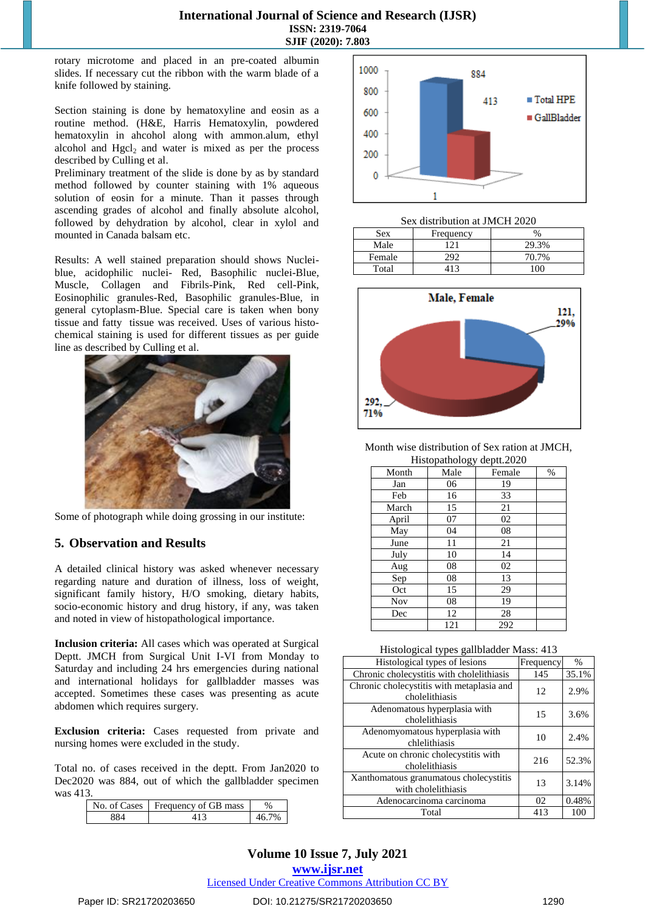rotary microtome and placed in an pre-coated albumin slides. If necessary cut the ribbon with the warm blade of a knife followed by staining.

Section staining is done by hematoxyline and eosin as a routine method. (H&E, Harris Hematoxylin, powdered hematoxylin in ahcohol along with ammon.alum, ethyl alcohol and $HgCl_2$ and water is mixed as per the process described by Culling et al.

Preliminary treatment of the slide is done by as by standard method followed by counter staining with 1% aqueous solution of eosin for a minute. Than it passes through ascending grades of alcohol and finally absolute alcohol, followed by dehydration by alcohol, clear in xylol and mounted in Canada balsam etc.

Results: A well stained preparation should shows Nuclei-blue, acidophilic nuclei- Red, Basophilic nuclei-Blue, Muscle, Collagen and Fibrils-Pink, Red cell-Pink, Eosinophilic granules-Red, Basophilic granules-Blue, in general cytoplasm-Blue. Special care is taken when bony tissue and fatty tissue was received. Uses of various histo-chemical staining is used for different tissues as per guide line as described by Culling et al.

Some of photograph while doing grossing in our institute:

## 5. Observation and Results

A detailed clinical history was asked whenever necessary regarding nature and duration of illness, loss of weight, significant family history, H/O smoking, dietary habits, socio-economic history and drug history, if any, was taken and noted in view of histopathological importance.

**Inclusion criteria:** All cases which was operated at Surgical Deptt. JMCH from Surgical Unit I-VI from Monday to Saturday and including 24 hrs emergencies during national and international holidays for gallbladder masses was accepted. Sometimes these cases was presenting as acute abdomen which requires surgery.

**Exclusion criteria:** Cases requested from private and nursing homes were excluded in the study.

Total no. of cases received in the deptt. From Jan2020 to Dec2020 was 884, out of which the gallbladder specimen was 413.

| No. of Cases | Frequency of GB mass | % |
|---|---|---|
| 884 | 413 | 46.7% |

Sex distribution at JMCH 2020

| Sex | Frequency | % |
|---|---|---|
| Male | 121 | 29.3% |
| Female | 292 | 70.7% |
| Total | 413 | 100 |

Month wise distribution of Sex ration at JMCH, Histopathology deptt.2020

| Month | Male | Female | % |
|---|---|---|---|
| Jan | 06 | 19 | |
| Feb | 16 | 33 | |
| March | 15 | 21 | |
| April | 07 | 02 | |
| May | 04 | 08 | |
| June | 11 | 21 | |
| July | 10 | 14 | |
| Aug | 08 | 02 | |
| Sep | 08 | 13 | |
| Oct | 15 | 29 | |
| Nov | 08 | 19 | |
| Dec | 12 | 28 | |
| | 121 | 292 | |

Histological types gallbladder Mass: 413

| Histological types of lesions | Frequency | % |
|---|---|---|
| Chronic cholecystitis with cholelithiasis | 145 | 35.1% |
| Chronic cholecystitis with metaplasia and cholelithiasis | 12 | 2.9% |
| Adenomatous hyperplasia with cholelithiasis | 15 | 3.6% |
| Adenomyomatous hyperplasia with chlelithiasis | 10 | 2.4% |
| Acute on chronic cholecystitis with cholelithiasis | 216 | 52.3% |
| Xanthomatous granumatous cholecystitis with cholelithiasis | 13 | 3.14% |
| Adenocarcinoma carcinoma | 02 | 0.48% |
| Total | 413 | 100 |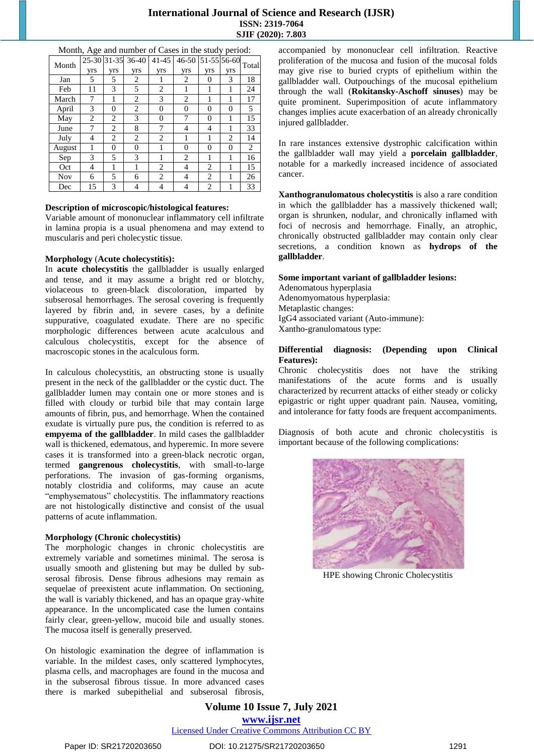Month, Age and number of Cases in the study period:

| Month | 25-30 yrs | 31-35 yrs | 36-40 yrs | 41-45 yrs | 46-50 yrs | 51-55 yrs | 56-60 yrs | Total |
|---|---|---|---|---|---|---|---|---|
| Jan | 5 | 5 | 2 | 1 | 2 | 0 | 3 | 18 |
| Feb | 11 | 3 | 5 | 2 | 1 | 1 | 1 | 24 |
| March | 7 | 1 | 2 | 3 | 2 | 1 | 1 | 17 |
| April | 3 | 0 | 2 | 0 | 0 | 0 | 0 | 5 |
| May | 2 | 2 | 3 | 0 | 7 | 0 | 1 | 15 |
| June | 7 | 2 | 8 | 7 | 4 | 4 | 1 | 33 |
| July | 4 | 2 | 2 | 2 | 1 | 1 | 2 | 14 |
| August | 1 | 0 | 0 | 1 | 0 | 0 | 0 | 2 |
| Sep | 3 | 5 | 3 | 1 | 2 | 1 | 1 | 16 |
| Oct | 4 | 1 | 1 | 2 | 4 | 2 | 1 | 15 |
| Nov | 6 | 5 | 6 | 2 | 4 | 2 | 1 | 26 |
| Dec | 15 | 3 | 4 | 4 | 4 | 2 | 1 | 33 |

**Description of microscopic/histological features:**
Variable amount of mononuclear inflammatory cell infiltrate in lamina propia is a usual phenomena and may extend to muscularis and peri cholecystic tissue.

**Morphology** (**Acute cholecystitis**):
In **acute cholecystitis** the gallbladder is usually enlarged and tense, and it may assume a bright red or blotchy, violaceous to green-black discoloration, imparted by subserosal hemorrhages. The serosal covering is frequently layered by fibrin and, in severe cases, by a definite suppurative, coagulated exudate. There are no specific morphologic differences between acute acalculous and calculous cholecystitis, except for the absence of macroscopic stones in the acalculous form.

In calculous cholecystitis, an obstructing stone is usually present in the neck of the gallbladder or the cystic duct. The gallbladder lumen may contain one or more stones and is filled with cloudy or turbid bile that may contain large amounts of fibrin, pus, and hemorrhage. When the contained exudate is virtually pure pus, the condition is referred to as **empyema of the gallbladder**. In mild cases the gallbladder wall is thickened, edematous, and hyperemic. In more severe cases it is transformed into a green-black necrotic organ, termed **gangrenous cholecystitis**, with small-to-large perforations. The invasion of gas-forming organisms, notably clostridia and coliforms, may cause an acute "emphysematous" cholecystitis. The inflammatory reactions are not histologically distinctive and consist of the usual patterns of acute inflammation.

**Morphology (Chronic cholecystitis)**
The morphologic changes in chronic cholecystitis are extremely variable and sometimes minimal. The serosa is usually smooth and glistening but may be dulled by sub-serosal fibrosis. Dense fibrous adhesions may remain as sequelae of preexistent acute inflammation. On sectioning, the wall is variably thickened, and has an opaque gray-white appearance. In the uncomplicated case the lumen contains fairly clear, green-yellow, mucoid bile and usually stones. The mucosa itself is generally preserved.

On histologic examination the degree of inflammation is variable. In the mildest cases, only scattered lymphocytes, plasma cells, and macrophages are found in the mucosa and in the subserosal fibrous tissue. In more advanced cases there is marked subepithelial and subserosal fibrosis, accompanied by mononuclear cell infiltration. Reactive proliferation of the mucosa and fusion of the mucosal folds may give rise to buried crypts of epithelium within the gallbladder wall. Outpouchings of the mucosal epithelium through the wall (**Rokitansky-Aschoff sinuses**) may be quite prominent. Superimposition of acute inflammatory changes implies acute exacerbation of an already chronically injured gallbladder.

In rare instances extensive dystrophic calcification within the gallbladder wall may yield a **porcelain gallbladder**, notable for a markedly increased incidence of associated cancer.

**Xanthogranulomatous cholecystitis** is also a rare condition in which the gallbladder has a massively thickened wall; organ is shrunken, nodular, and chronically inflamed with foci of necrosis and hemorrhage. Finally, an atrophic, chronically obstructed gallbladder may contain only clear secretions, a condition known as **hydrops of the gallbladder**.

**Some important variant of gallbladder lesions:**
Adenomatous hyperplasia
Adenomyomatous hyperplasia:
Metaplastic changes:
IgG4 associated variant (Auto-immune):
Xantho-granulomatous type:

**Differential diagnosis: (Depending upon Clinical Features):**
Chronic cholecystitis does not have the striking manifestations of the acute forms and is usually characterized by recurrent attacks of either steady or colicky epigastric or right upper quadrant pain. Nausea, vomiting, and intolerance for fatty foods are frequent accompaniments.

Diagnosis of both acute and chronic cholecystitis is important because of the following complications:

HPE showing Chronic Cholecystitis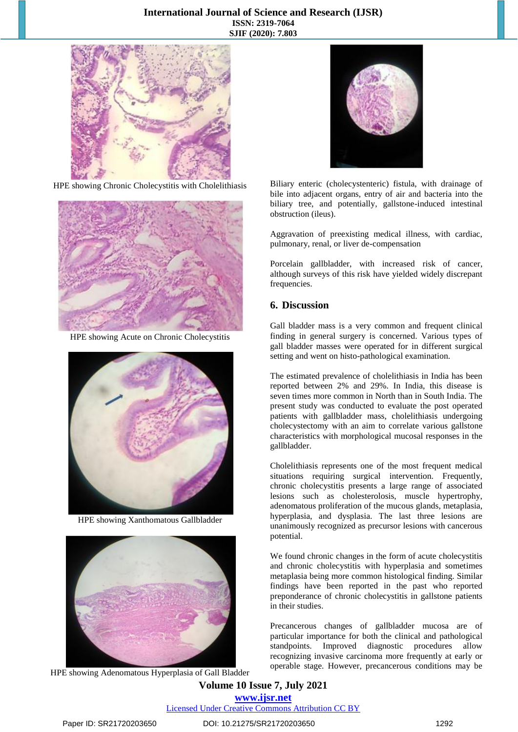HPE showing Chronic Cholecystitis with Cholelithiasis

HPE showing Acute on Chronic Cholecystitis

HPE showing Xanthomatous Gallbladder

HPE showing Adenomatous Hyperplasia of Gall Bladder

Biliary enteric (cholecystenteric) fistula, with drainage of bile into adjacent organs, entry of air and bacteria into the biliary tree, and potentially, gallstone-induced intestinal obstruction (ileus).

Aggravation of preexisting medical illness, with cardiac, pulmonary, renal, or liver de-compensation

Porcelain gallbladder, with increased risk of cancer, although surveys of this risk have yielded widely discrepant frequencies.

## 6. Discussion

Gall bladder mass is a very common and frequent clinical finding in general surgery is concerned. Various types of gall bladder masses were operated for in different surgical setting and went on histo-pathological examination.

The estimated prevalence of cholelithiasis in India has been reported between 2% and 29%. In India, this disease is seven times more common in North than in South India. The present study was conducted to evaluate the post operated patients with gallbladder mass, cholelithiasis undergoing cholecystectomy with an aim to correlate various gallstone characteristics with morphological mucosal responses in the gallbladder.

Cholelithiasis represents one of the most frequent medical situations requiring surgical intervention. Frequently, chronic cholecystitis presents a large range of associated lesions such as cholesterolosis, muscle hypertrophy, adenomatous proliferation of the mucous glands, metaplasia, hyperplasia, and dysplasia. The last three lesions are unanimously recognized as precursor lesions with cancerous potential.

We found chronic changes in the form of acute cholecystitis and chronic cholecystitis with hyperplasia and sometimes metaplasia being more common histological finding. Similar findings have been reported in the past who reported preponderance of chronic cholecystitis in gallstone patients in their studies.

Precancerous changes of gallbladder mucosa are of particular importance for both the clinical and pathological standpoints. Improved diagnostic procedures allow recognizing invasive carcinoma more frequently at early or operable stage. However, precancerous conditions may be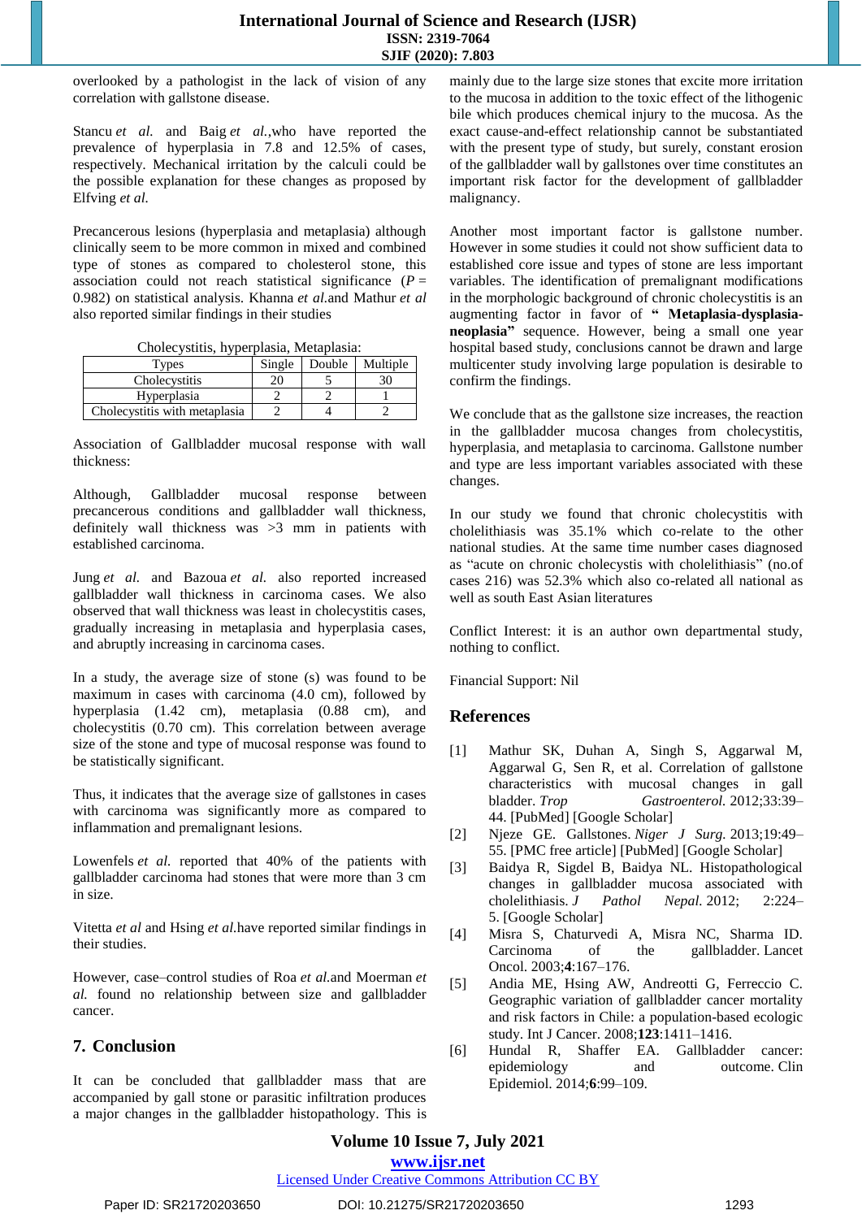overlooked by a pathologist in the lack of vision of any correlation with gallstone disease.

Stancu *et al.* and Baig *et al.*,who have reported the prevalence of hyperplasia in 7.8 and 12.5% of cases, respectively. Mechanical irritation by the calculi could be the possible explanation for these changes as proposed by Elfving *et al.*

Precancerous lesions (hyperplasia and metaplasia) although clinically seem to be more common in mixed and combined type of stones as compared to cholesterol stone, this association could not reach statistical significance ($P$ = 0.982) on statistical analysis. Khanna *et al.*and Mathur *et al* also reported similar findings in their studies

Cholecystitis, hyperplasia, Metaplasia:

| Types | Single | Double | Multiple |
|---|---|---|---|
| Cholecystitis | 20 | 5 | 30 |
| Hyperplasia | 2 | 2 | 1 |
| Cholecystitis with metaplasia | 2 | 4 | 2 |

Association of Gallbladder mucosal response with wall thickness:

Although, Gallbladder mucosal response between precancerous conditions and gallbladder wall thickness, definitely wall thickness was >3 mm in patients with established carcinoma.

Jung *et al.* and Bazoua *et al.* also reported increased gallbladder wall thickness in carcinoma cases. We also observed that wall thickness was least in cholecystitis cases, gradually increasing in metaplasia and hyperplasia cases, and abruptly increasing in carcinoma cases.

In a study, the average size of stone (s) was found to be maximum in cases with carcinoma (4.0 cm), followed by hyperplasia (1.42 cm), metaplasia (0.88 cm), and cholecystitis (0.70 cm). This correlation between average size of the stone and type of mucosal response was found to be statistically significant.

Thus, it indicates that the average size of gallstones in cases with carcinoma was significantly more as compared to inflammation and premalignant lesions.

Lowenfels *et al.* reported that 40% of the patients with gallbladder carcinoma had stones that were more than 3 cm in size.

Vitetta *et al* and Hsing *et al.*have reported similar findings in their studies.

However, case–control studies of Roa *et al.*and Moerman *et al.* found no relationship between size and gallbladder cancer.

## 7. Conclusion

It can be concluded that gallbladder mass that are accompanied by gall stone or parasitic infiltration produces a major changes in the gallbladder histopathology. This is mainly due to the large size stones that excite more irritation to the mucosa in addition to the toxic effect of the lithogenic bile which produces chemical injury to the mucosa. As the exact cause-and-effect relationship cannot be substantiated with the present type of study, but surely, constant erosion of the gallbladder wall by gallstones over time constitutes an important risk factor for the development of gallbladder malignancy.

Another most important factor is gallstone number. However in some studies it could not show sufficient data to established core issue and types of stone are less important variables. The identification of premalignant modifications in the morphologic background of chronic cholecystitis is an augmenting factor in favor of **" Metaplasia-dysplasia-neoplasia"** sequence. However, being a small one year hospital based study, conclusions cannot be drawn and large multicenter study involving large population is desirable to confirm the findings.

We conclude that as the gallstone size increases, the reaction in the gallbladder mucosa changes from cholecystitis, hyperplasia, and metaplasia to carcinoma. Gallstone number and type are less important variables associated with these changes.

In our study we found that chronic cholecystitis with cholelithiasis was 35.1% which co-relate to the other national studies. At the same time number cases diagnosed as "acute on chronic cholecystis with cholelithiasis" (no.of cases 216) was 52.3% which also co-related all national as well as south East Asian literatures

Conflict Interest: it is an author own departmental study, nothing to conflict.

Financial Support: Nil

## References

[1] Mathur SK, Duhan A, Singh S, Aggarwal M, Aggarwal G, Sen R, et al. Correlation of gallstone characteristics with mucosal changes in gall bladder. *Trop Gastroenterol.* 2012;33:39–44. [PubMed] [Google Scholar]

[2] Njeze GE. Gallstones. *Niger J Surg.* 2013;19:49–55. [PMC free article] [PubMed] [Google Scholar]

[3] Baidya R, Sigdel B, Baidya NL. Histopathological changes in gallbladder mucosa associated with cholelithiasis. *J Pathol Nepal.* 2012; 2:224–5. [Google Scholar]

[4] Misra S, Chaturvedi A, Misra NC, Sharma ID. Carcinoma of the gallbladder. Lancet Oncol. 2003;**4**:167–176.

[5] Andia ME, Hsing AW, Andreotti G, Ferreccio C. Geographic variation of gallbladder cancer mortality and risk factors in Chile: a population-based ecologic study. Int J Cancer. 2008;**123**:1411–1416.

[6] Hundal R, Shaffer EA. Gallbladder cancer: epidemiology and outcome. Clin Epidemiol. 2014;**6**:99–109.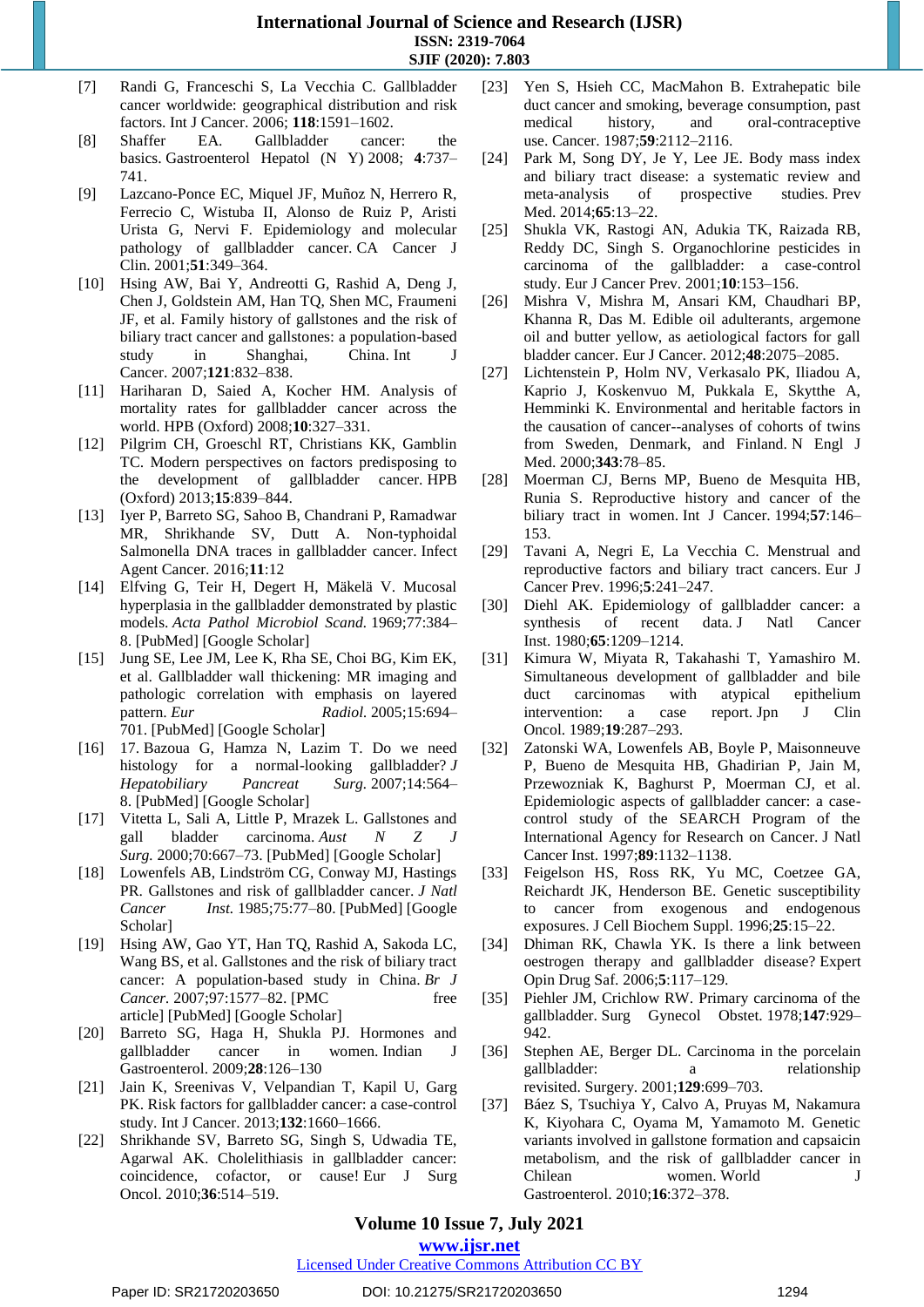[7] Randi G, Franceschi S, La Vecchia C. Gallbladder cancer worldwide: geographical distribution and risk factors. Int J Cancer. 2006; **118**:1591–1602.

[8] Shaffer EA. Gallbladder cancer: the basics. Gastroenterol Hepatol (N Y) 2008; **4**:737–741.

[9] Lazcano-Ponce EC, Miquel JF, Muñoz N, Herrero R, Ferrecio C, Wistuba II, Alonso de Ruiz P, Aristi Urista G, Nervi F. Epidemiology and molecular pathology of gallbladder cancer. CA Cancer J Clin. 2001;**51**:349–364.

[10] Hsing AW, Bai Y, Andreotti G, Rashid A, Deng J, Chen J, Goldstein AM, Han TQ, Shen MC, Fraumeni JF, et al. Family history of gallstones and the risk of biliary tract cancer and gallstones: a population-based study in Shanghai, China. Int J Cancer. 2007;**121**:832–838.

[11] Hariharan D, Saied A, Kocher HM. Analysis of mortality rates for gallbladder cancer across the world. HPB (Oxford) 2008;**10**:327–331.

[12] Pilgrim CH, Groeschl RT, Christians KK, Gamblin TC. Modern perspectives on factors predisposing to the development of gallbladder cancer. HPB (Oxford) 2013;**15**:839–844.

[13] Iyer P, Barreto SG, Sahoo B, Chandrani P, Ramadwar MR, Shrikhande SV, Dutt A. Non-typhoidal Salmonella DNA traces in gallbladder cancer. Infect Agent Cancer. 2016;**11**:12

[14] Elfving G, Teir H, Degert H, Mäkelä V. Mucosal hyperplasia in the gallbladder demonstrated by plastic models. *Acta Pathol Microbiol Scand.* 1969;77:384–8. [PubMed] [Google Scholar]

[15] Jung SE, Lee JM, Lee K, Rha SE, Choi BG, Kim EK, et al. Gallbladder wall thickening: MR imaging and pathologic correlation with emphasis on layered pattern. *Eur Radiol.* 2005;15:694–701. [PubMed] [Google Scholar]

[16] 17. Bazoua G, Hamza N, Lazim T. Do we need histology for a normal-looking gallbladder? *J Hepatobiliary Pancreat Surg.* 2007;14:564–8. [PubMed] [Google Scholar]

[17] Vitetta L, Sali A, Little P, Mrazek L. Gallstones and gall bladder carcinoma. *Aust N Z J Surg.* 2000;70:667–73. [PubMed] [Google Scholar]

[18] Lowenfels AB, Lindström CG, Conway MJ, Hastings PR. Gallstones and risk of gallbladder cancer. *J Natl Cancer Inst.* 1985;75:77–80. [PubMed] [Google Scholar]

[19] Hsing AW, Gao YT, Han TQ, Rashid A, Sakoda LC, Wang BS, et al. Gallstones and the risk of biliary tract cancer: A population-based study in China. *Br J Cancer.* 2007;97:1577–82. [PMC free article] [PubMed] [Google Scholar]

[20] Barreto SG, Haga H, Shukla PJ. Hormones and gallbladder cancer in women. Indian J Gastroenterol. 2009;**28**:126–130

[21] Jain K, Sreenivas V, Velpandian T, Kapil U, Garg PK. Risk factors for gallbladder cancer: a case-control study. Int J Cancer. 2013;**132**:1660–1666.

[22] Shrikhande SV, Barreto SG, Singh S, Udwadia TE, Agarwal AK. Cholelithiasis in gallbladder cancer: coincidence, cofactor, or cause! Eur J Surg Oncol. 2010;**36**:514–519.

[23] Yen S, Hsieh CC, MacMahon B. Extrahepatic bile duct cancer and smoking, beverage consumption, past medical history, and oral-contraceptive use. Cancer. 1987;**59**:2112–2116.

[24] Park M, Song DY, Je Y, Lee JE. Body mass index and biliary tract disease: a systematic review and meta-analysis of prospective studies. Prev Med. 2014;**65**:13–22.

[25] Shukla VK, Rastogi AN, Adukia TK, Raizada RB, Reddy DC, Singh S. Organochlorine pesticides in carcinoma of the gallbladder: a case-control study. Eur J Cancer Prev. 2001;**10**:153–156.

[26] Mishra V, Mishra M, Ansari KM, Chaudhari BP, Khanna R, Das M. Edible oil adulterants, argemone oil and butter yellow, as aetiological factors for gall bladder cancer. Eur J Cancer. 2012;**48**:2075–2085.

[27] Lichtenstein P, Holm NV, Verkasalo PK, Iliadou A, Kaprio J, Koskenvuo M, Pukkala E, Skytthe A, Hemminki K. Environmental and heritable factors in the causation of cancer--analyses of cohorts of twins from Sweden, Denmark, and Finland. N Engl J Med. 2000;**343**:78–85.

[28] Moerman CJ, Berns MP, Bueno de Mesquita HB, Runia S. Reproductive history and cancer of the biliary tract in women. Int J Cancer. 1994;**57**:146–153.

[29] Tavani A, Negri E, La Vecchia C. Menstrual and reproductive factors and biliary tract cancers. Eur J Cancer Prev. 1996;**5**:241–247.

[30] Diehl AK. Epidemiology of gallbladder cancer: a synthesis of recent data. J Natl Cancer Inst. 1980;**65**:1209–1214.

[31] Kimura W, Miyata R, Takahashi T, Yamashiro M. Simultaneous development of gallbladder and bile duct carcinomas with atypical epithelium intervention: a case report. Jpn J Clin Oncol. 1989;**19**:287–293.

[32] Zatonski WA, Lowenfels AB, Boyle P, Maisonneuve P, Bueno de Mesquita HB, Ghadirian P, Jain M, Przewozniak K, Baghurst P, Moerman CJ, et al. Epidemiologic aspects of gallbladder cancer: a case-control study of the SEARCH Program of the International Agency for Research on Cancer. J Natl Cancer Inst. 1997;**89**:1132–1138.

[33] Feigelson HS, Ross RK, Yu MC, Coetzee GA, Reichardt JK, Henderson BE. Genetic susceptibility to cancer from exogenous and endogenous exposures. J Cell Biochem Suppl. 1996;**25**:15–22.

[34] Dhiman RK, Chawla YK. Is there a link between oestrogen therapy and gallbladder disease? Expert Opin Drug Saf. 2006;**5**:117–129.

[35] Piehler JM, Crichlow RW. Primary carcinoma of the gallbladder. Surg Gynecol Obstet. 1978;**147**:929–942.

[36] Stephen AE, Berger DL. Carcinoma in the porcelain gallbladder: a relationship revisited. Surgery. 2001;**129**:699–703.

[37] Báez S, Tsuchiya Y, Calvo A, Pruyas M, Nakamura K, Kiyohara C, Oyama M, Yamamoto M. Genetic variants involved in gallstone formation and capsaicin metabolism, and the risk of gallbladder cancer in Chilean women. World J Gastroenterol. 2010;**16**:372–378.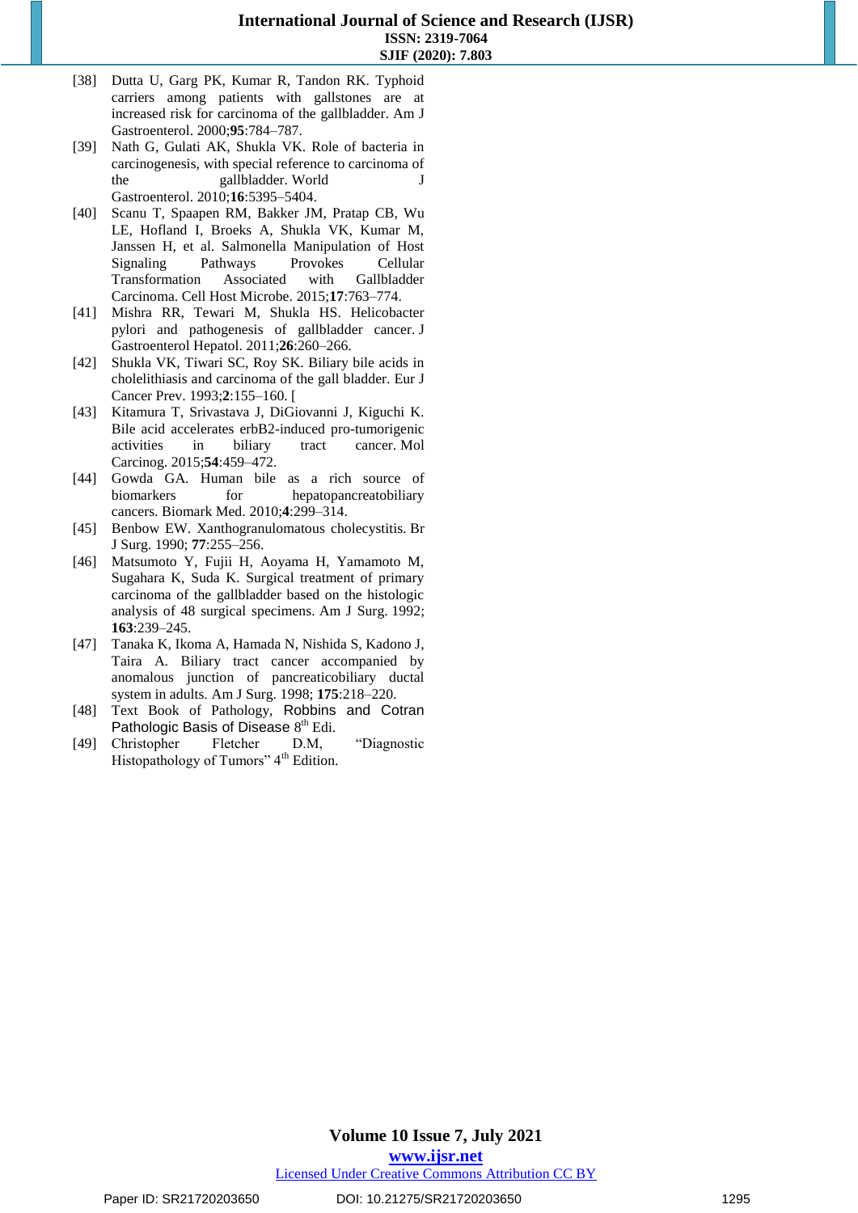[38] Dutta U, Garg PK, Kumar R, Tandon RK. Typhoid carriers among patients with gallstones are at increased risk for carcinoma of the gallbladder. Am J Gastroenterol. 2000;**95**:784–787.

[39] Nath G, Gulati AK, Shukla VK. Role of bacteria in carcinogenesis, with special reference to carcinoma of the gallbladder. World J Gastroenterol. 2010;**16**:5395–5404.

[40] Scanu T, Spaapen RM, Bakker JM, Pratap CB, Wu LE, Hofland I, Broeks A, Shukla VK, Kumar M, Janssen H, et al. Salmonella Manipulation of Host Signaling Pathways Provokes Cellular Transformation Associated with Gallbladder Carcinoma. Cell Host Microbe. 2015;**17**:763–774.

[41] Mishra RR, Tewari M, Shukla HS. Helicobacter pylori and pathogenesis of gallbladder cancer. J Gastroenterol Hepatol. 2011;**26**:260–266.

[42] Shukla VK, Tiwari SC, Roy SK. Biliary bile acids in cholelithiasis and carcinoma of the gall bladder. Eur J Cancer Prev. 1993;**2**:155–160. [

[43] Kitamura T, Srivastava J, DiGiovanni J, Kiguchi K. Bile acid accelerates erbB2-induced pro-tumorigenic activities in biliary tract cancer. Mol Carcinog. 2015;**54**:459–472.

[44] Gowda GA. Human bile as a rich source of biomarkers for hepatopancreatobiliary cancers. Biomark Med. 2010;**4**:299–314.

[45] Benbow EW. Xanthogranulomatous cholecystitis. Br J Surg. 1990; **77**:255–256.

[46] Matsumoto Y, Fujii H, Aoyama H, Yamamoto M, Sugahara K, Suda K. Surgical treatment of primary carcinoma of the gallbladder based on the histologic analysis of 48 surgical specimens. Am J Surg. 1992; **163**:239–245.

[47] Tanaka K, Ikoma A, Hamada N, Nishida S, Kadono J, Taira A. Biliary tract cancer accompanied by anomalous junction of pancreaticobiliary ductal system in adults. Am J Surg. 1998; **175**:218–220.

[48] Text Book of Pathology, Robbins and Cotran Pathologic Basis of Disease 8th Edi.

[49] Christopher Fletcher D.M, "Diagnostic Histopathology of Tumors" 4th Edition.